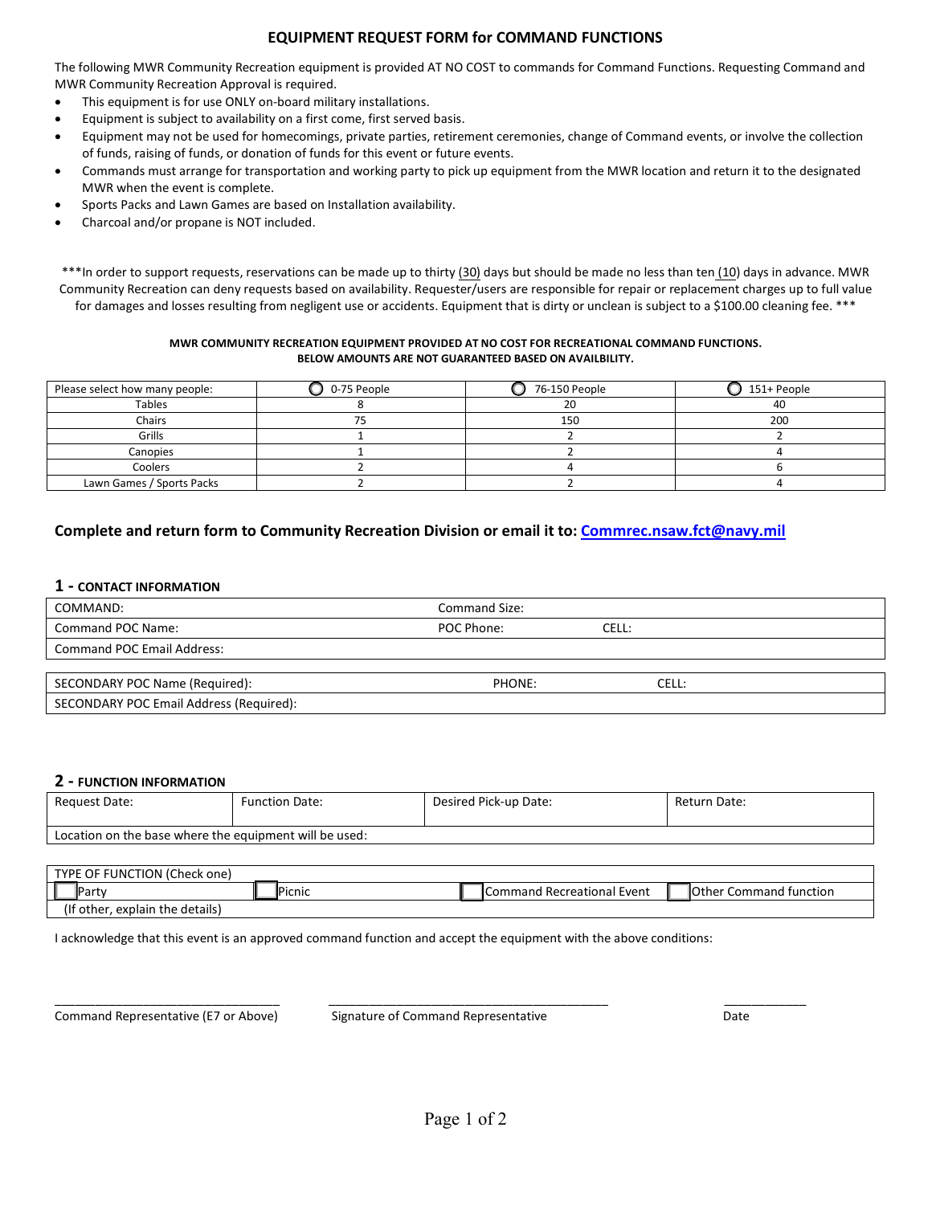## EQUIPMENT REQUEST FORM for COMMAND FUNCTIONS

The following MWR Community Recreation equipment is provided AT NO COST to commands for Command Functions. Requesting Command and MWR Community Recreation Approval is required.

- This equipment is for use ONLY on-board military installations.
- Equipment is subject to availability on a first come, first served basis.
- Equipment may not be used for homecomings, private parties, retirement ceremonies, change of Command events, or involve the collection of funds, raising of funds, or donation of funds for this event or future events.
- Commands must arrange for transportation and working party to pick up equipment from the MWR location and return it to the designated MWR when the event is complete.
- Sports Packs and Lawn Games are based on Installation availability.
- Charcoal and/or propane is NOT included.

***In order to support requests, reservations can be made up to thirty (30) days but should be made no less than ten (10) days in advance. MWR Community Recreation can deny requests based on availability. Requester/users are responsible for repair or replacement charges up to full value for damages and losses resulting from negligent use or accidents. Equipment that is dirty or unclean is subject to a $100.00 cleaning fee. ***

**MWR COMMUNITY RECREATION EQUIPMENT PROVIDED AT NO COST FOR RECREATIONAL COMMAND FUNCTIONS.**
**BELOW AMOUNTS ARE NOT GUARANTEED BASED ON AVAILBILITY.**

| Please select how many people: | ◯ 0-75 People | ◯ 76-150 People | ◯ 151+ People |
|---|---|---|---|
| Tables | 8 | 20 | 40 |
| Chairs | 75 | 150 | 200 |
| Grills | 1 | 2 | 2 |
| Canopies | 1 | 2 | 4 |
| Coolers | 2 | 4 | 6 |
| Lawn Games / Sports Packs | 2 | 2 | 4 |

### Complete and return form to Community Recreation Division or email it to: Commrec.nsaw.fct@navy.mil

### 1 - CONTACT INFORMATION

| COMMAND: | Command Size: | |
|---|---|---|
| Command POC Name: | POC Phone: | CELL: |
| Command POC Email Address: | | |

| SECONDARY POC Name (Required): | PHONE: | CELL: |
|---|---|---|
| SECONDARY POC Email Address (Required): | | |

### 2 - FUNCTION INFORMATION

| Request Date: | Function Date: | Desired Pick-up Date: | Return Date: |
|---|---|---|---|
| Location on the base where the equipment will be used: | | | |

| TYPE OF FUNCTION (Check one) | | | |
|---|---|---|---|
| ☐ Party | ☐ Picnic | ☐ Command Recreational Event | ☐ Other Command function |
| (If other, explain the details) | | | |

I acknowledge that this event is an approved command function and accept the equipment with the above conditions:

\_\_\_\_\_\_\_\_\_\_\_\_\_\_\_\_\_\_\_\_\_\_\_\_\_\_\_\_\_\_ &nbsp;&nbsp; \_\_\_\_\_\_\_\_\_\_\_\_\_\_\_\_\_\_\_\_\_\_\_\_\_\_\_\_\_\_\_\_\_\_\_\_\_\_ &nbsp;&nbsp; \_\_\_\_\_\_\_\_\_\_\_\_

Command Representative (E7 or Above) &nbsp;&nbsp; Signature of Command Representative &nbsp;&nbsp; Date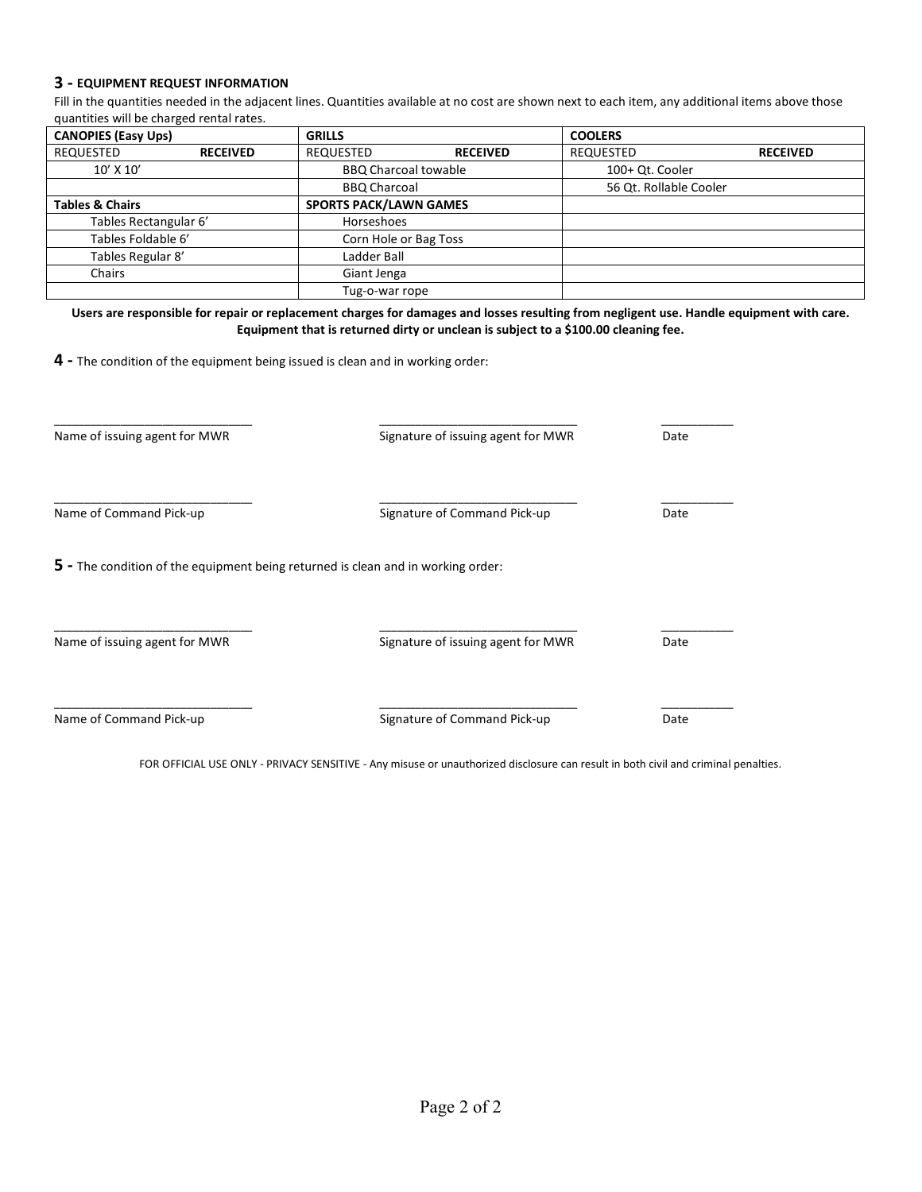**3 -** **EQUIPMENT REQUEST INFORMATION**

Fill in the quantities needed in the adjacent lines. Quantities available at no cost are shown next to each item, any additional items above those quantities will be charged rental rates.

| **CANOPIES (Easy Ups)** | | **GRILLS** | | **COOLERS** | |
|---|---|---|---|---|---|
| REQUESTED | **RECEIVED** | REQUESTED | **RECEIVED** | REQUESTED | **RECEIVED** |
| 10' X 10' | | BBQ Charcoal towable | | 100+ Qt. Cooler | |
| | | BBQ Charcoal | | 56 Qt. Rollable Cooler | |
| **Tables & Chairs** | | **SPORTS PACK/LAWN GAMES** | | | |
| Tables Rectangular 6' | | Horseshoes | | | |
| Tables Foldable 6' | | Corn Hole or Bag Toss | | | |
| Tables Regular 8' | | Ladder Ball | | | |
| Chairs | | Giant Jenga | | | |
| | | Tug-o-war rope | | | |

**Users are responsible for repair or replacement charges for damages and losses resulting from negligent use. Handle equipment with care. Equipment that is returned dirty or unclean is subject to a $100.00 cleaning fee.**

**4 -** The condition of the equipment being issued is clean and in working order:

_____________________________ Name of issuing agent for MWR

_____________________________ Signature of issuing agent for MWR

___________ Date

_____________________________ Name of Command Pick-up

_____________________________ Signature of Command Pick-up

___________ Date

**5 -** The condition of the equipment being returned is clean and in working order:

_____________________________ Name of issuing agent for MWR

_____________________________ Signature of issuing agent for MWR

___________ Date

_____________________________ Name of Command Pick-up

_____________________________ Signature of Command Pick-up

___________ Date

FOR OFFICIAL USE ONLY - PRIVACY SENSITIVE - Any misuse or unauthorized disclosure can result in both civil and criminal penalties.